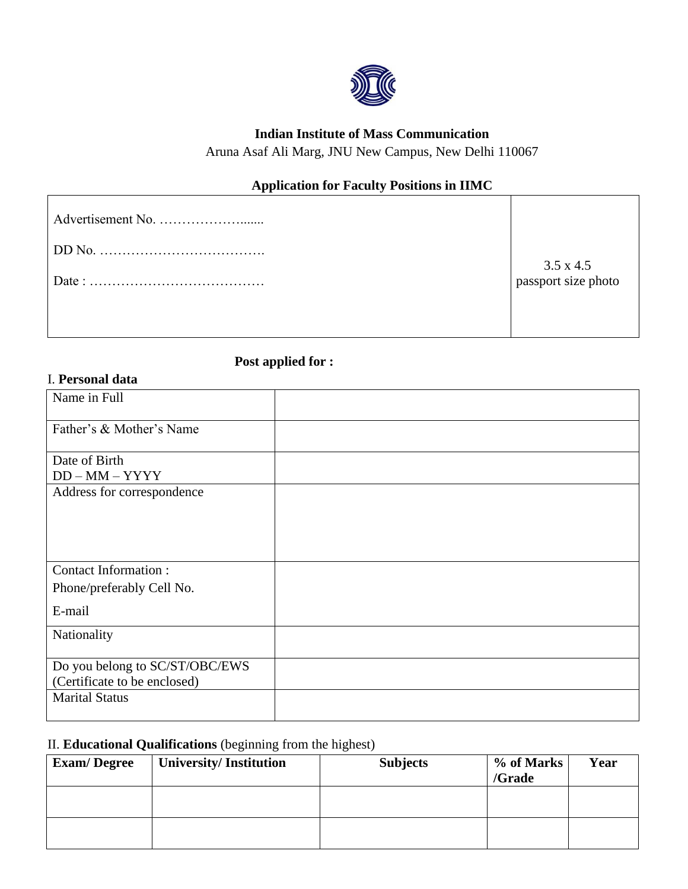**Indian Institute of Mass Communication**

Aruna Asaf Ali Marg, JNU New Campus, New Delhi 110067

**Application for Faculty Positions in IIMC**

| | |
|---|---|
| Advertisement No. ……………….......<br><br>DD No. ……………………………….<br><br>Date : ………………………………… | 3.5 x 4.5<br>passport size photo |

**Post applied for :**

I. **Personal data**

| | |
|---|---|
| Name in Full | |
| Father's & Mother's Name | |
| Date of Birth<br>DD – MM – YYYY | |
| Address for correspondence | |
| Contact Information :<br>Phone/preferably Cell No.<br>E-mail | |
| Nationality | |
| Do you belong to SC/ST/OBC/EWS<br>(Certificate to be enclosed) | |
| Marital Status | |

II. **Educational Qualifications** (beginning from the highest)

| **Exam/ Degree** | **University/ Institution** | **Subjects** | **% of Marks /Grade** | **Year** |
|---|---|---|---|---|
| | | | | |
| | | | | |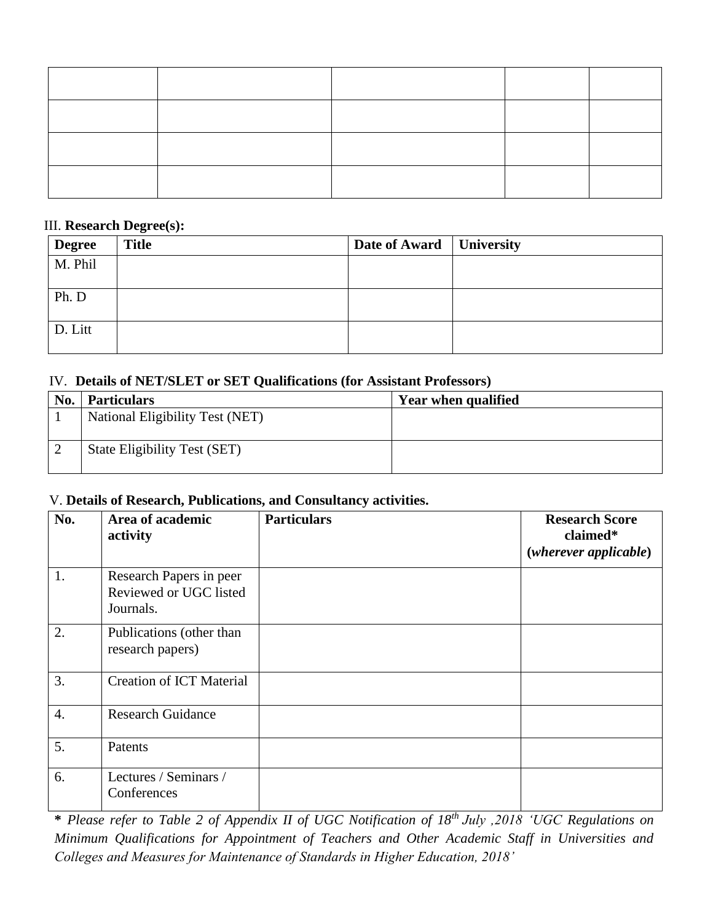| | | | | |
|---|---|---|---|---|
| | | | | |
| | | | | |
| | | | | |
| | | | | |

III. **Research Degree(s):**

| Degree | Title | Date of Award | University |
|---|---|---|---|
| M. Phil | | | |
| Ph. D | | | |
| D. Litt | | | |

IV. **Details of NET/SLET or SET Qualifications (for Assistant Professors)**

| No. | Particulars | Year when qualified |
|---|---|---|
| 1 | National Eligibility Test (NET) | |
| 2 | State Eligibility Test (SET) | |

V. **Details of Research, Publications, and Consultancy activities.**

| No. | Area of academic activity | Particulars | Research Score claimed* (*wherever applicable*) |
|---|---|---|---|
| 1. | Research Papers in peer Reviewed or UGC listed Journals. | | |
| 2. | Publications (other than research papers) | | |
| 3. | Creation of ICT Material | | |
| 4. | Research Guidance | | |
| 5. | Patents | | |
| 6. | Lectures / Seminars / Conferences | | |

**\*** *Please refer to Table 2 of Appendix II of UGC Notification of 18th July ,2018 'UGC Regulations on Minimum Qualifications for Appointment of Teachers and Other Academic Staff in Universities and Colleges and Measures for Maintenance of Standards in Higher Education, 2018'*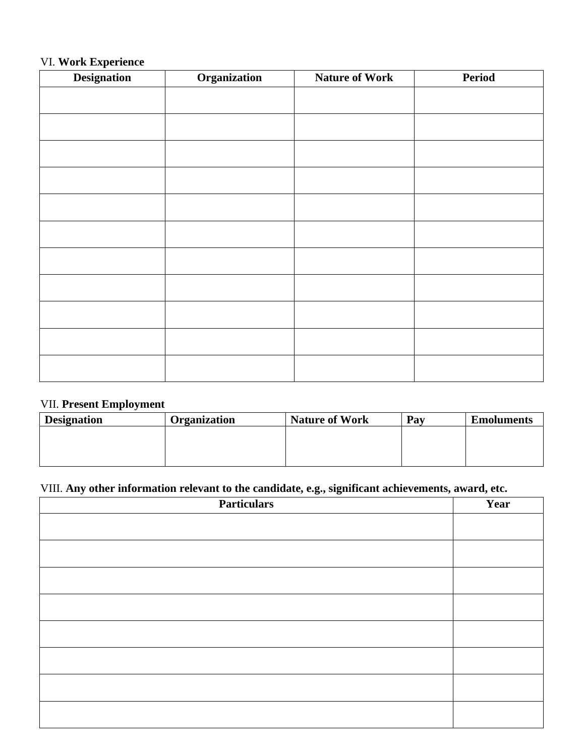VI. **Work Experience**

| Designation | Organization | Nature of Work | Period |
|---|---|---|---|
| | | | |
| | | | |
| | | | |
| | | | |
| | | | |
| | | | |
| | | | |
| | | | |
| | | | |
| | | | |
| | | | |

VII. **Present Employment**

| Designation | Organization | Nature of Work | Pay | Emoluments |
|---|---|---|---|---|
| | | | | |

VIII. **Any other information relevant to the candidate, e.g., significant achievements, award, etc.**

| Particulars | Year |
|---|---|
| | |
| | |
| | |
| | |
| | |
| | |
| | |
| | |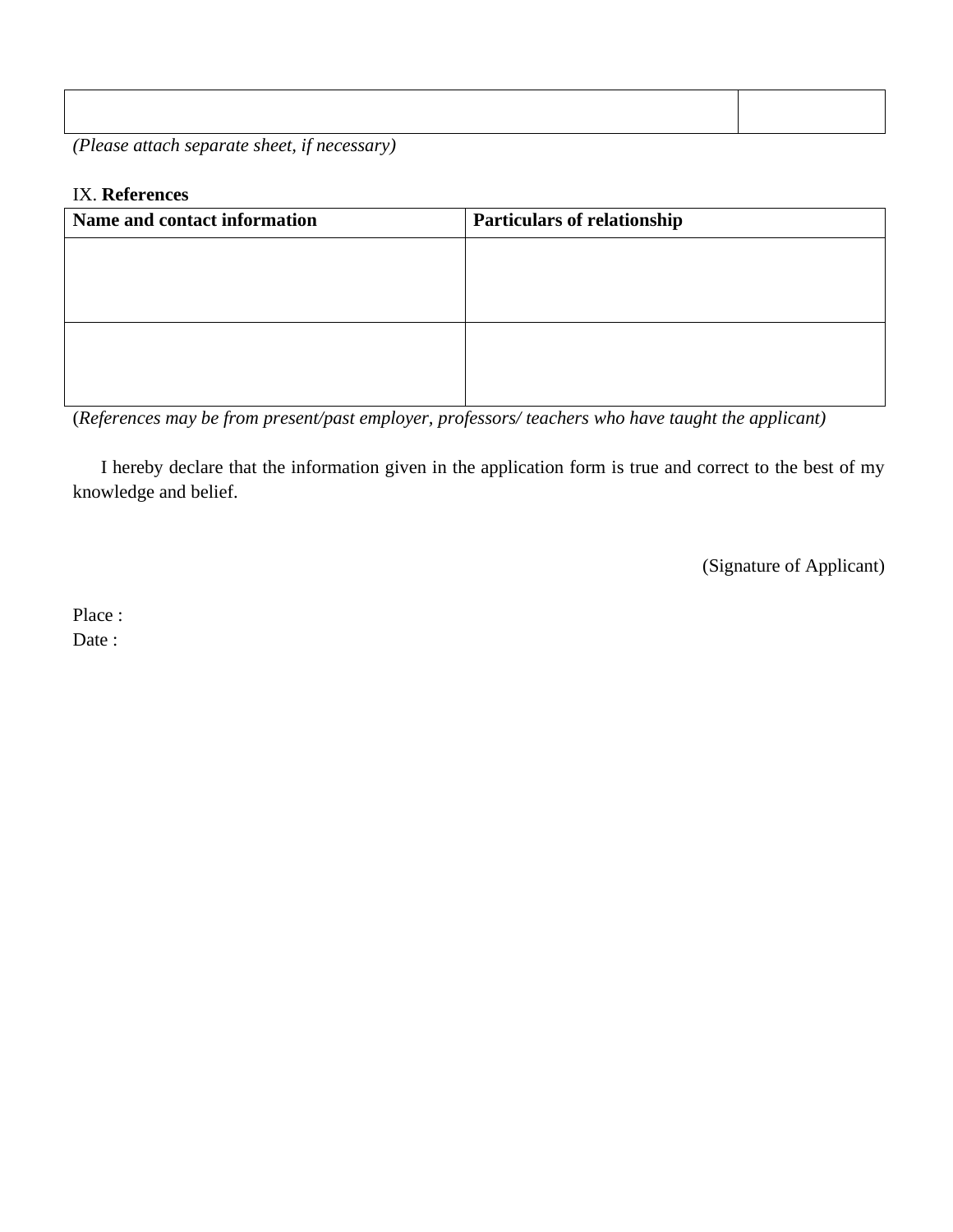| | |
|---|---|
| | |

*(Please attach separate sheet, if necessary)*

IX. **References**

| **Name and contact information** | **Particulars of relationship** |
|---|---|
| | |
| | |

(*References may be from present/past employer, professors/ teachers who have taught the applicant)*

I hereby declare that the information given in the application form is true and correct to the best of my knowledge and belief.

(Signature of Applicant)

Place :

Date :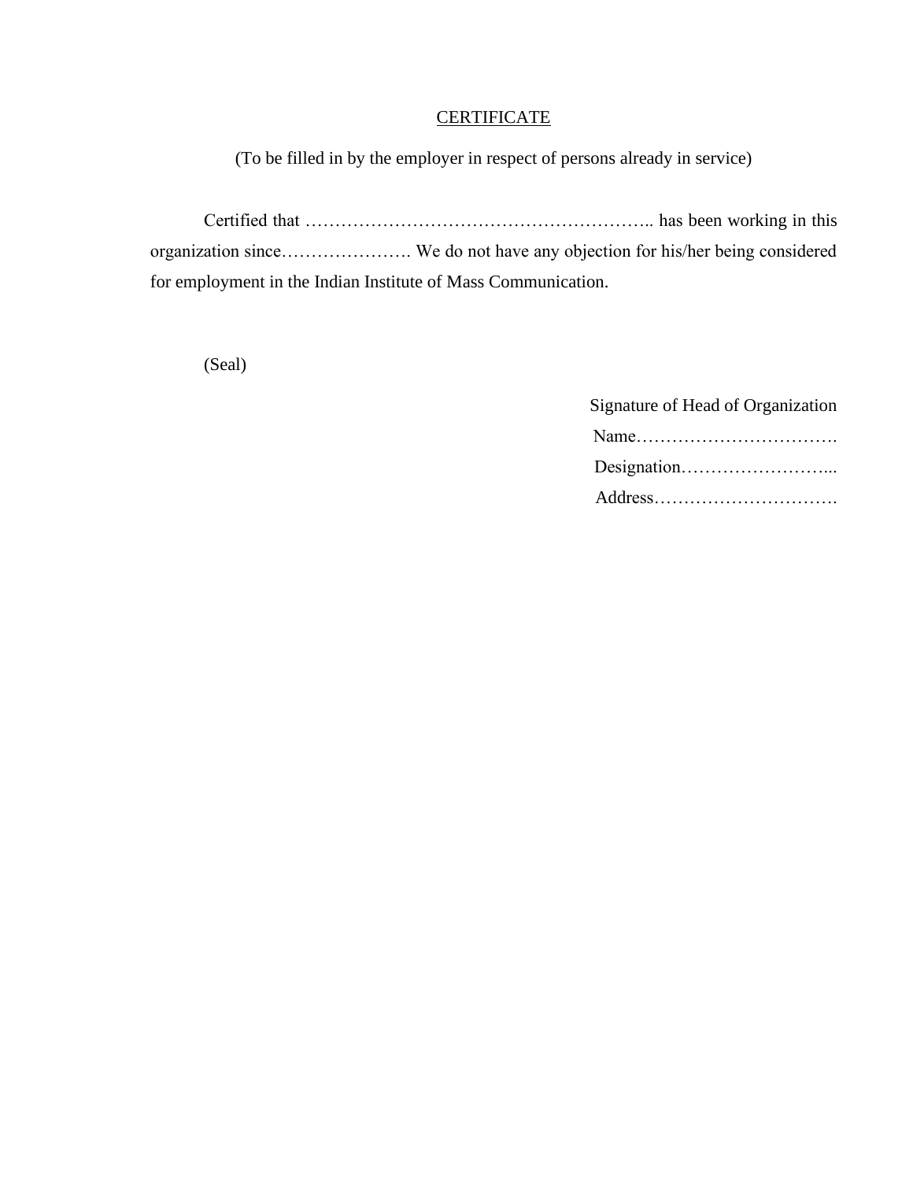<u>CERTIFICATE</u>

(To be filled in by the employer in respect of persons already in service)

Certified that ………………………………………………….. has been working in this organization since…………………. We do not have any objection for his/her being considered for employment in the Indian Institute of Mass Communication.

(Seal)

Signature of Head of Organization

Name…………………………….

Designation……………………...

Address………………………….